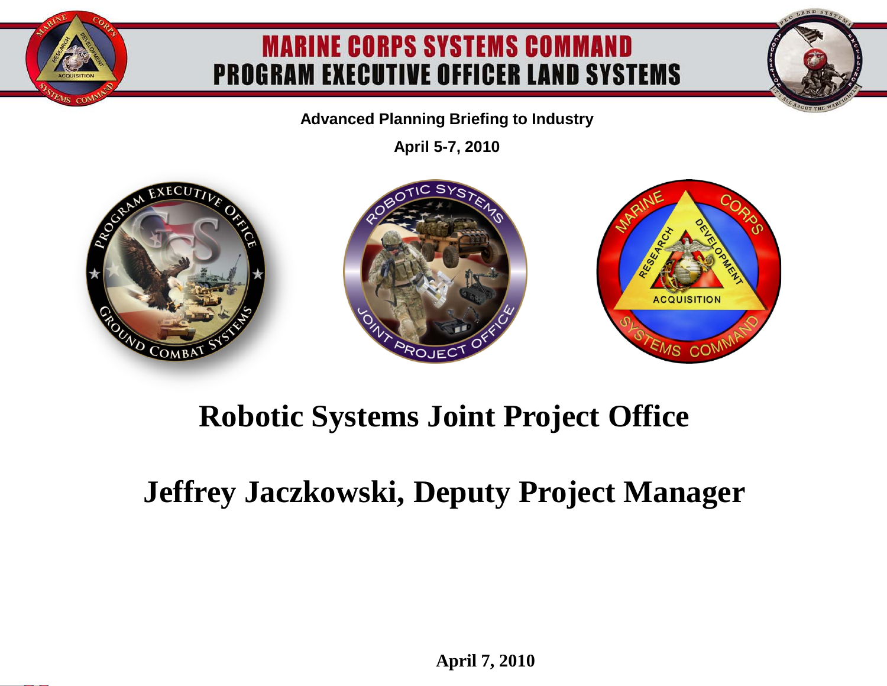# MARINE CORPS SYSTEMS COMMAND
# PROGRAM EXECUTIVE OFFICER LAND SYSTEMS

**Advanced Planning Briefing to Industry**

**April 5-7, 2010**

# Robotic Systems Joint Project Office

## Jeffrey Jaczkowski, Deputy Project Manager

**April 7, 2010**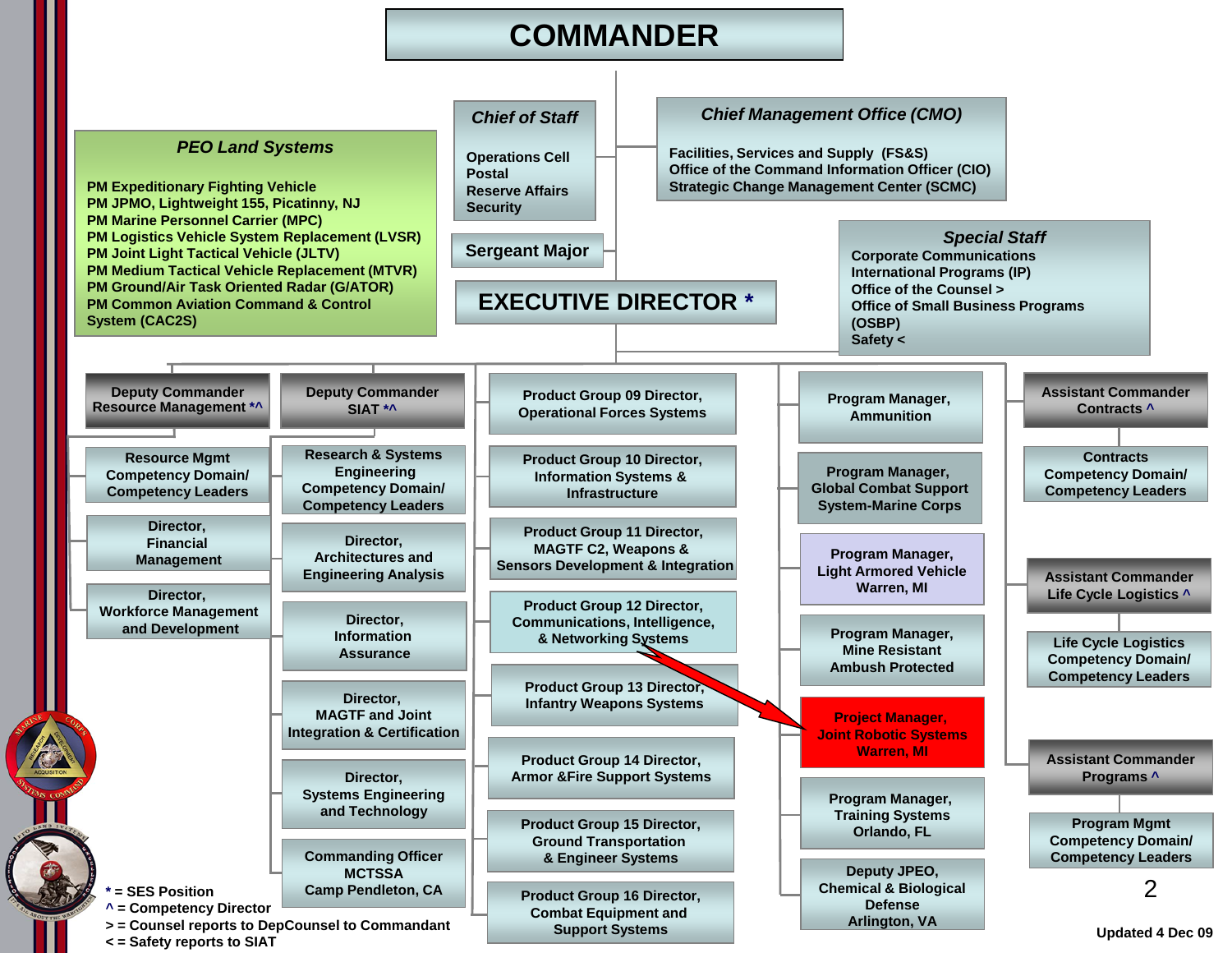# COMMANDER

## Chief of Staff
- Operations Cell
- Postal
- Reserve Affairs
- Security

## Chief Management Office (CMO)
- Facilities, Services and Supply (FS&S)
- Office of the Command Information Officer (CIO)
- Strategic Change Management Center (SCMC)

## PEO Land Systems
- PM Expeditionary Fighting Vehicle
- PM JPMO, Lightweight 155, Picatinny, NJ
- PM Marine Personnel Carrier (MPC)
- PM Logistics Vehicle System Replacement (LVSR)
- PM Joint Light Tactical Vehicle (JLTV)
- PM Medium Tactical Vehicle Replacement (MTVR)
- PM Ground/Air Task Oriented Radar (G/ATOR)
- PM Common Aviation Command & Control System (CAC2S)

## Sergeant Major

## Special Staff
- Corporate Communications
- International Programs (IP)
- Office of the Counsel >
- Office of Small Business Programs (OSBP)
- Safety <

## EXECUTIVE DIRECTOR *

### Deputy Commander Resource Management *^
- Resource Mgmt Competency Domain/ Competency Leaders
- Director, Financial Management
- Director, Workforce Management and Development

### Deputy Commander SIAT *^
- Research & Systems Engineering Competency Domain/ Competency Leaders
- Director, Architectures and Engineering Analysis
- Director, Information Assurance
- Director, MAGTF and Joint Integration & Certification
- Director, Systems Engineering and Technology
- Commanding Officer MCTSSA Camp Pendleton, CA

### Product Groups
- Product Group 09 Director, Operational Forces Systems
- Product Group 10 Director, Information Systems & Infrastructure
- Product Group 11 Director, MAGTF C2, Weapons & Sensors Development & Integration
- Product Group 12 Director, Communications, Intelligence, & Networking Systems
- Product Group 13 Director, Infantry Weapons Systems
- Product Group 14 Director, Armor &Fire Support Systems
- Product Group 15 Director, Ground Transportation & Engineer Systems
- Product Group 16 Director, Combat Equipment and Support Systems

### Program Managers
- Program Manager, Ammunition
- Program Manager, Global Combat Support System-Marine Corps
- Program Manager, Light Armored Vehicle Warren, MI
- Program Manager, Mine Resistant Ambush Protected
- Project Manager, Joint Robotic Systems Warren, MI
- Program Manager, Training Systems Orlando, FL
- Deputy JPEO, Chemical & Biological Defense Arlington, VA

### Assistant Commander Contracts ^
- Contracts Competency Domain/ Competency Leaders

### Assistant Commander Life Cycle Logistics ^
- Life Cycle Logistics Competency Domain/ Competency Leaders

### Assistant Commander Programs ^
- Program Mgmt Competency Domain/ Competency Leaders

\* = SES Position
^ = Competency Director
> = Counsel reports to DepCounsel to Commandant
< = Safety reports to SIAT

Updated 4 Dec 09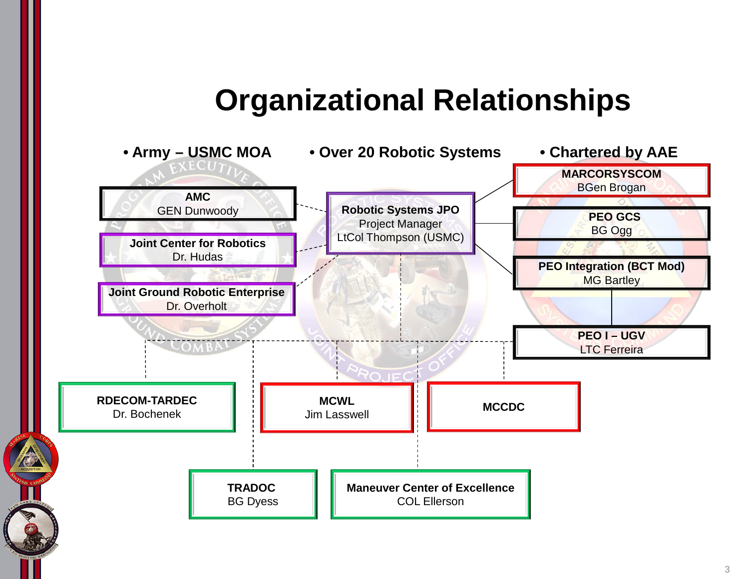# Organizational Relationships

- **Army – USMC MOA**
- **Over 20 Robotic Systems**
- **Chartered by AAE**

**AMC**
GEN Dunwoody

**Joint Center for Robotics**
Dr. Hudas

**Joint Ground Robotic Enterprise**
Dr. Overholt

**Robotic Systems JPO**
Project Manager
LtCol Thompson (USMC)

**MARCORSYSCOM**
BGen Brogan

**PEO GCS**
BG Ogg

**PEO Integration (BCT Mod)**
MG Bartley

**PEO I – UGV**
LTC Ferreira

**RDECOM-TARDEC**
Dr. Bochenek

**MCWL**
Jim Lasswell

**MCCDC**

**TRADOC**
BG Dyess

**Maneuver Center of Excellence**
COL Ellerson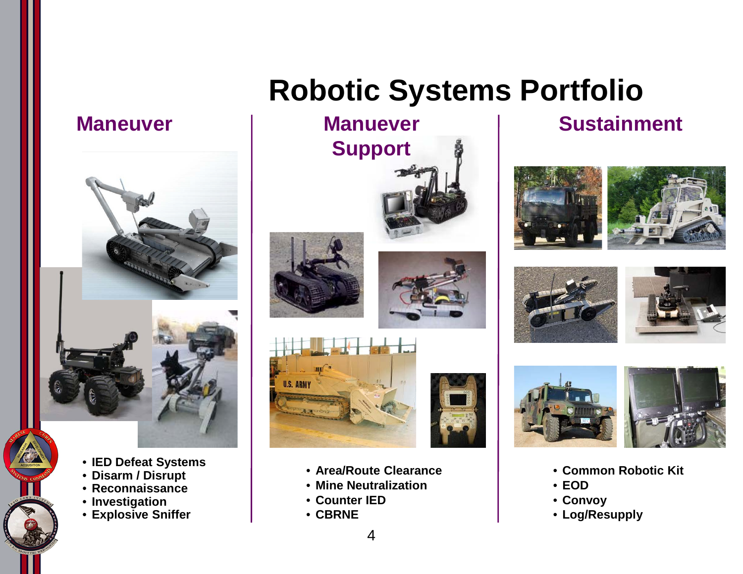# Robotic Systems Portfolio

## Maneuver

- IED Defeat Systems
- Disarm / Disrupt
- Reconnaissance
- Investigation
- Explosive Sniffer

## Manuever Support

- Area/Route Clearance
- Mine Neutralization
- Counter IED
- CBRNE

## Sustainment

- Common Robotic Kit
- EOD
- Convoy
- Log/Resupply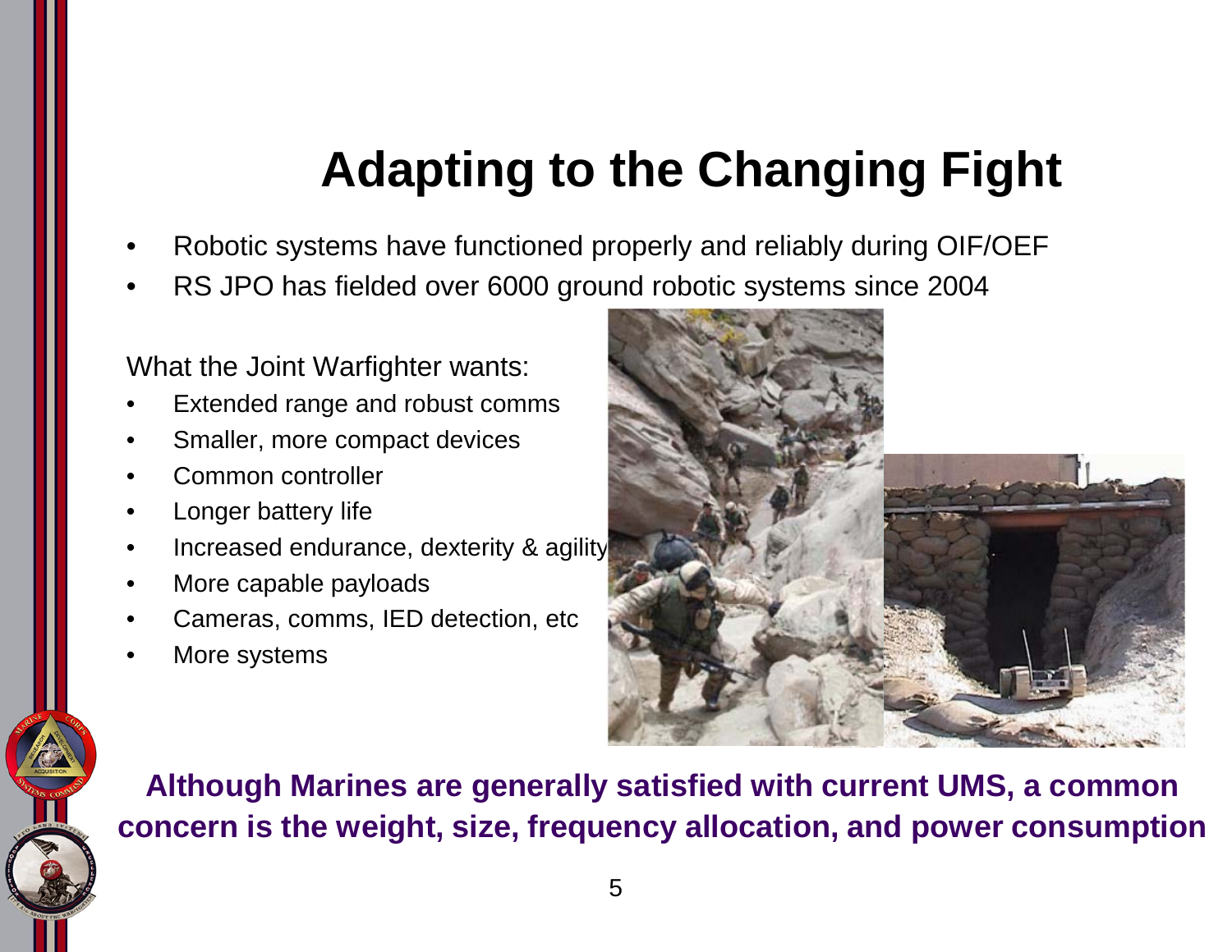# Adapting to the Changing Fight

- Robotic systems have functioned properly and reliably during OIF/OEF
- RS JPO has fielded over 6000 ground robotic systems since 2004

What the Joint Warfighter wants:

- Extended range and robust comms
- Smaller, more compact devices
- Common controller
- Longer battery life
- Increased endurance, dexterity & agility
- More capable payloads
- Cameras, comms, IED detection, etc
- More systems

**Although Marines are generally satisfied with current UMS, a common concern is the weight, size, frequency allocation, and power consumption**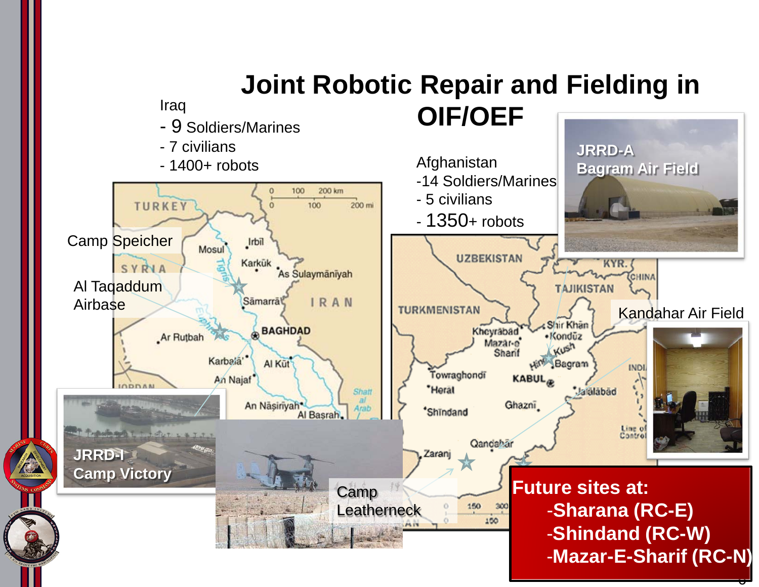# Joint Robotic Repair and Fielding in OIF/OEF

Iraq
- 9 Soldiers/Marines
- 7 civilians
- 1400+ robots

Camp Speicher

Al Taqaddum Airbase

JRRD-I Camp Victory

Camp Leatherneck

Afghanistan
- 14 Soldiers/Marines
- 5 civilians
- 1350+ robots

JRRD-A Bagram Air Field

Kandahar Air Field

**Future sites at:**

- **Sharana (RC-E)**
- **Shindand (RC-W)**
- **Mazar-E-Sharif (RC-N)**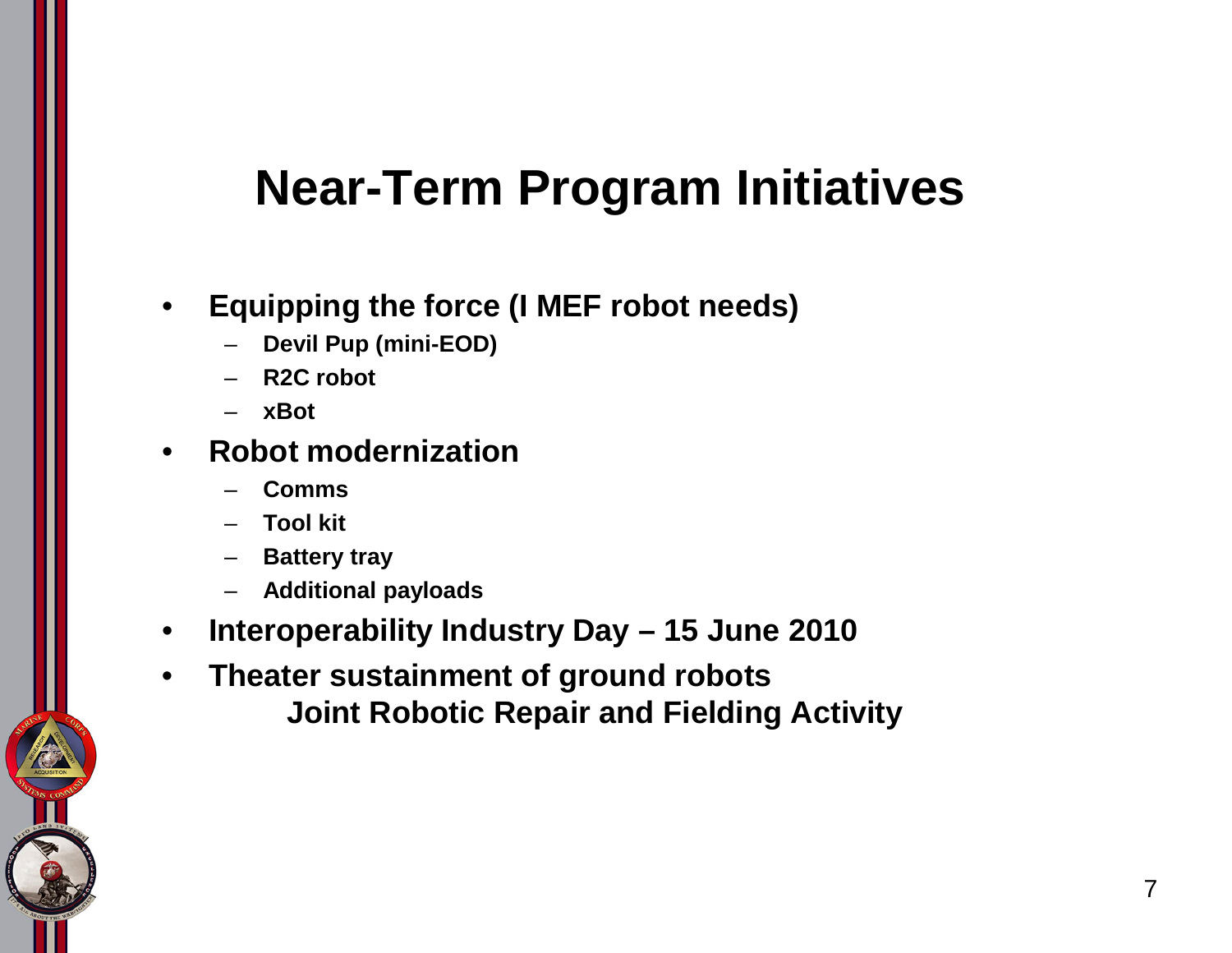# Near-Term Program Initiatives

- **Equipping the force (I MEF robot needs)**
  - **Devil Pup (mini-EOD)**
  - **R2C robot**
  - **xBot**
- **Robot modernization**
  - **Comms**
  - **Tool kit**
  - **Battery tray**
  - **Additional payloads**
- **Interoperability Industry Day – 15 June 2010**
- **Theater sustainment of ground robots**
  **Joint Robotic Repair and Fielding Activity**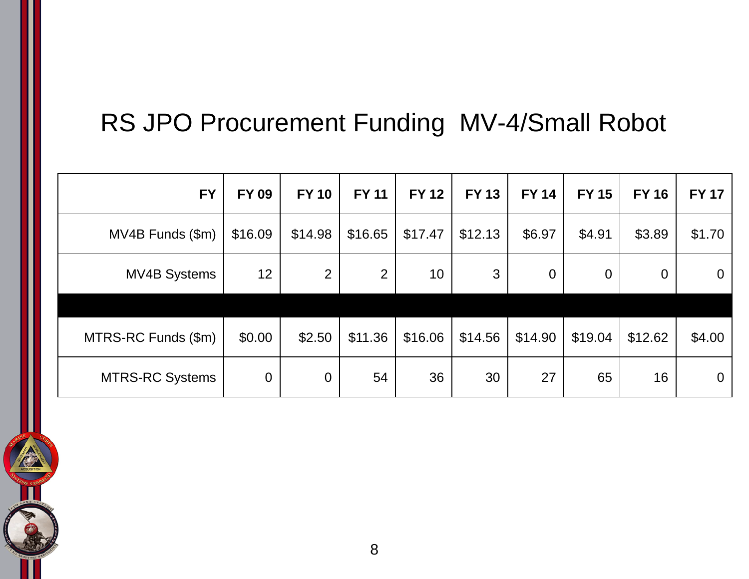# RS JPO Procurement Funding MV-4/Small Robot

| FY | FY 09 | FY 10 | FY 11 | FY 12 | FY 13 | FY 14 | FY 15 | FY 16 | FY 17 |
|---|---|---|---|---|---|---|---|---|---|
| MV4B Funds ($m) | $16.09 | $14.98 | $16.65 | $17.47 | $12.13 | $6.97 | $4.91 | $3.89 | $1.70 |
| MV4B Systems | 12 | 2 | 2 | 10 | 3 | 0 | 0 | 0 | 0 |
| | | | | | | | | | |
| MTRS-RC Funds ($m) | $0.00 | $2.50 | $11.36 | $16.06 | $14.56 | $14.90 | $19.04 | $12.62 | $4.00 |
| MTRS-RC Systems | 0 | 0 | 54 | 36 | 30 | 27 | 65 | 16 | 0 |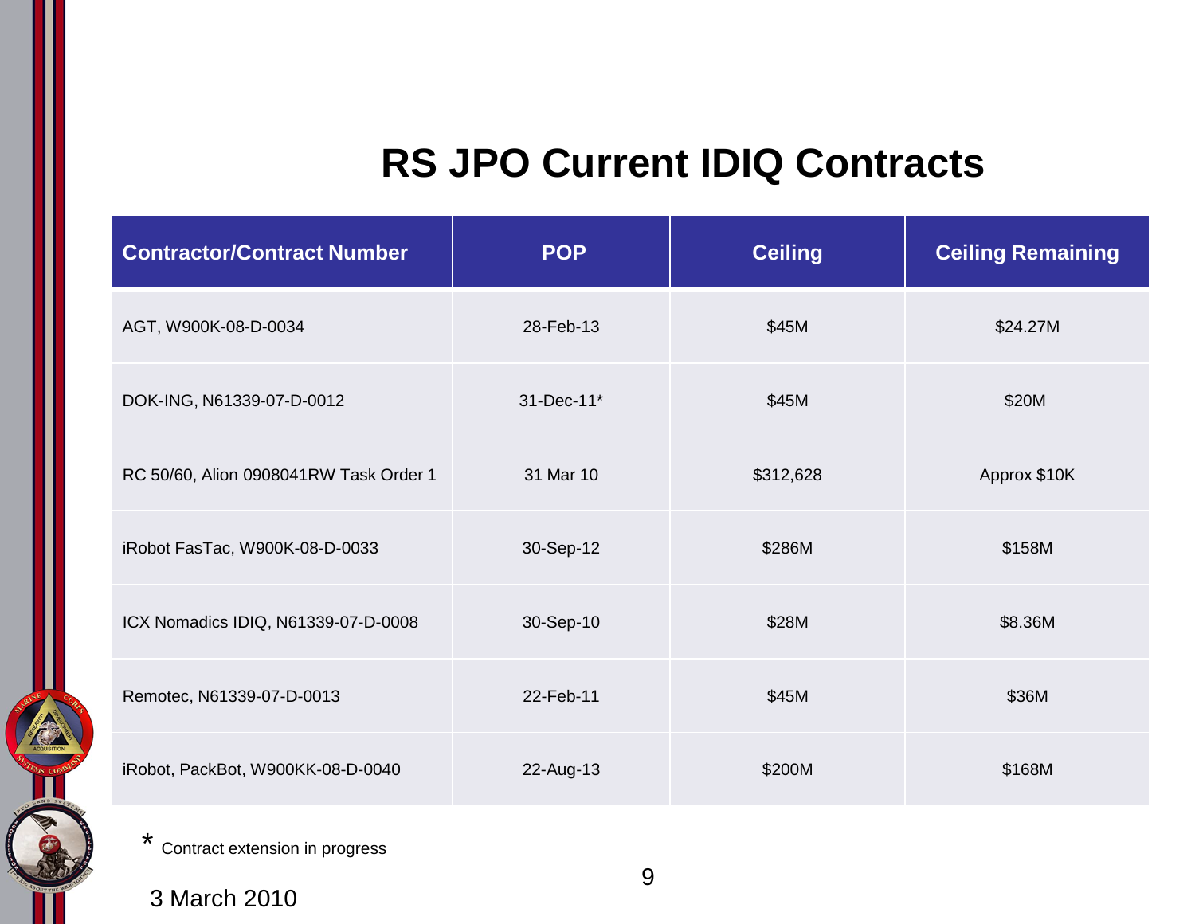# RS JPO Current IDIQ Contracts

| Contractor/Contract Number | POP | Ceiling | Ceiling Remaining |
| --- | --- | --- | --- |
| AGT, W900K-08-D-0034 | 28-Feb-13 | $45M | $24.27M |
| DOK-ING, N61339-07-D-0012 | 31-Dec-11* | $45M | $20M |
| RC 50/60, Alion 0908041RW Task Order 1 | 31 Mar 10 | $312,628 | Approx $10K |
| iRobot FasTac, W900K-08-D-0033 | 30-Sep-12 | $286M | $158M |
| ICX Nomadics IDIQ, N61339-07-D-0008 | 30-Sep-10 | $28M | $8.36M |
| Remotec, N61339-07-D-0013 | 22-Feb-11 | $45M | $36M |
| iRobot, PackBot, W900KK-08-D-0040 | 22-Aug-13 | $200M | $168M |

* Contract extension in progress

3 March 2010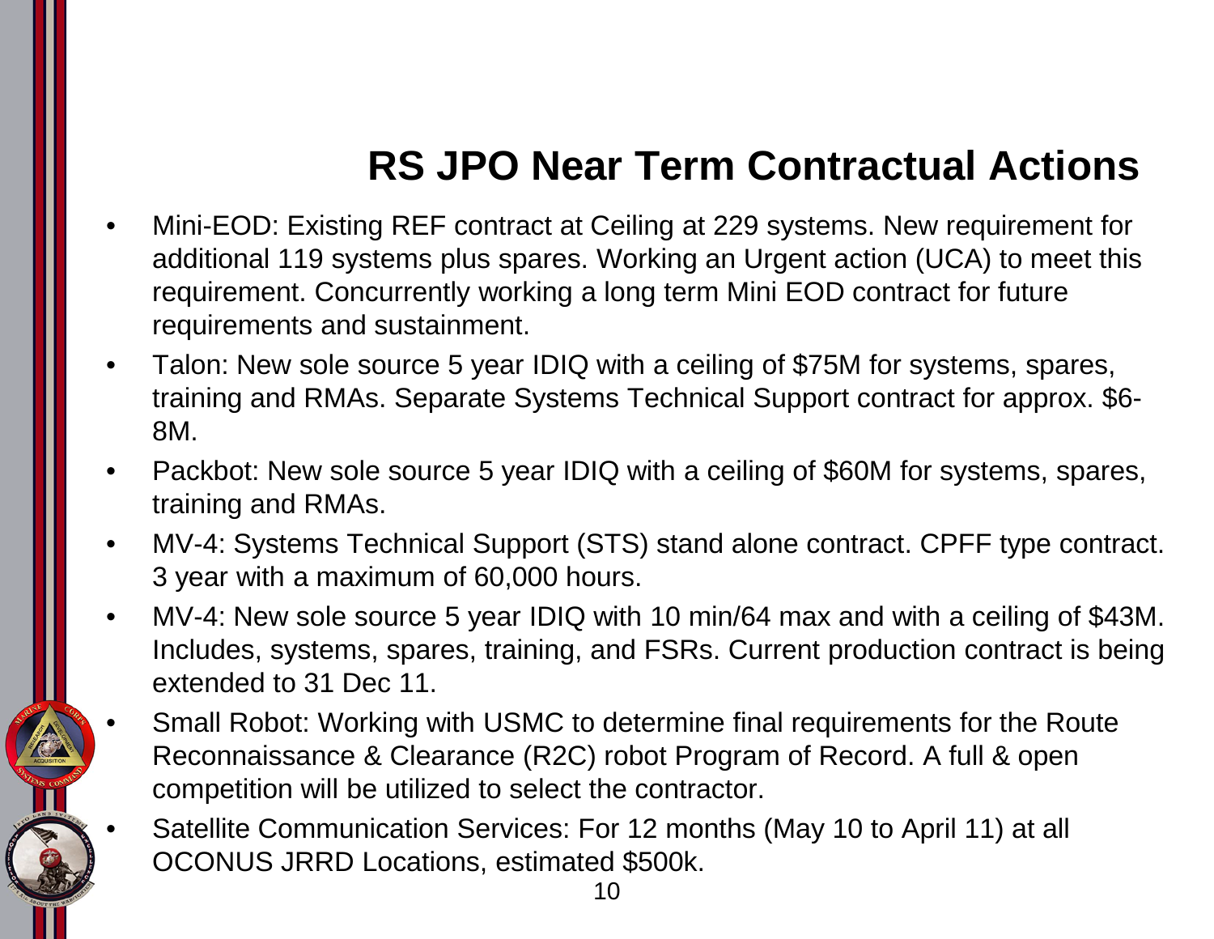# RS JPO Near Term Contractual Actions

- Mini-EOD: Existing REF contract at Ceiling at 229 systems. New requirement for additional 119 systems plus spares. Working an Urgent action (UCA) to meet this requirement. Concurrently working a long term Mini EOD contract for future requirements and sustainment.
- Talon: New sole source 5 year IDIQ with a ceiling of $75M for systems, spares, training and RMAs. Separate Systems Technical Support contract for approx. $6-8M.
- Packbot: New sole source 5 year IDIQ with a ceiling of $60M for systems, spares, training and RMAs.
- MV-4: Systems Technical Support (STS) stand alone contract. CPFF type contract. 3 year with a maximum of 60,000 hours.
- MV-4: New sole source 5 year IDIQ with 10 min/64 max and with a ceiling of $43M. Includes, systems, spares, training, and FSRs. Current production contract is being extended to 31 Dec 11.
- Small Robot: Working with USMC to determine final requirements for the Route Reconnaissance & Clearance (R2C) robot Program of Record. A full & open competition will be utilized to select the contractor.
- Satellite Communication Services: For 12 months (May 10 to April 11) at all OCONUS JRRD Locations, estimated $500k.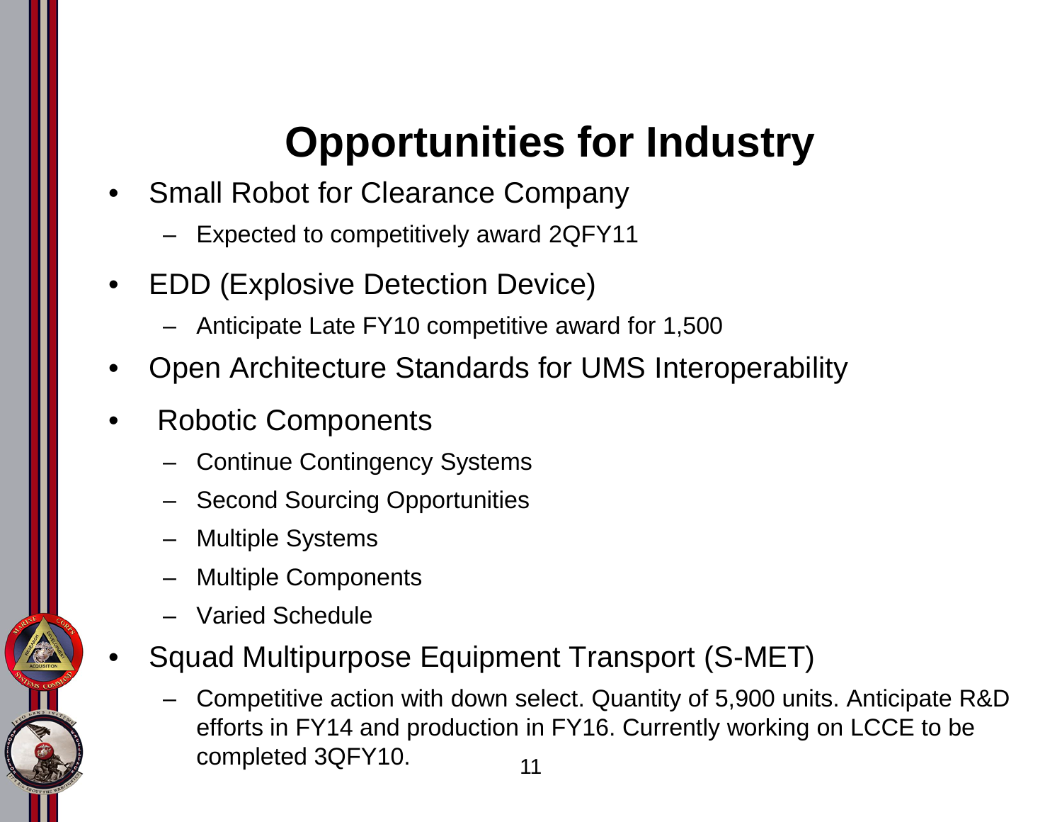# Opportunities for Industry

- Small Robot for Clearance Company
  - Expected to competitively award 2QFY11
- EDD (Explosive Detection Device)
  - Anticipate Late FY10 competitive award for 1,500
- Open Architecture Standards for UMS Interoperability
- Robotic Components
  - Continue Contingency Systems
  - Second Sourcing Opportunities
  - Multiple Systems
  - Multiple Components
  - Varied Schedule
- Squad Multipurpose Equipment Transport (S-MET)
  - Competitive action with down select. Quantity of 5,900 units. Anticipate R&D efforts in FY14 and production in FY16. Currently working on LCCE to be completed 3QFY10.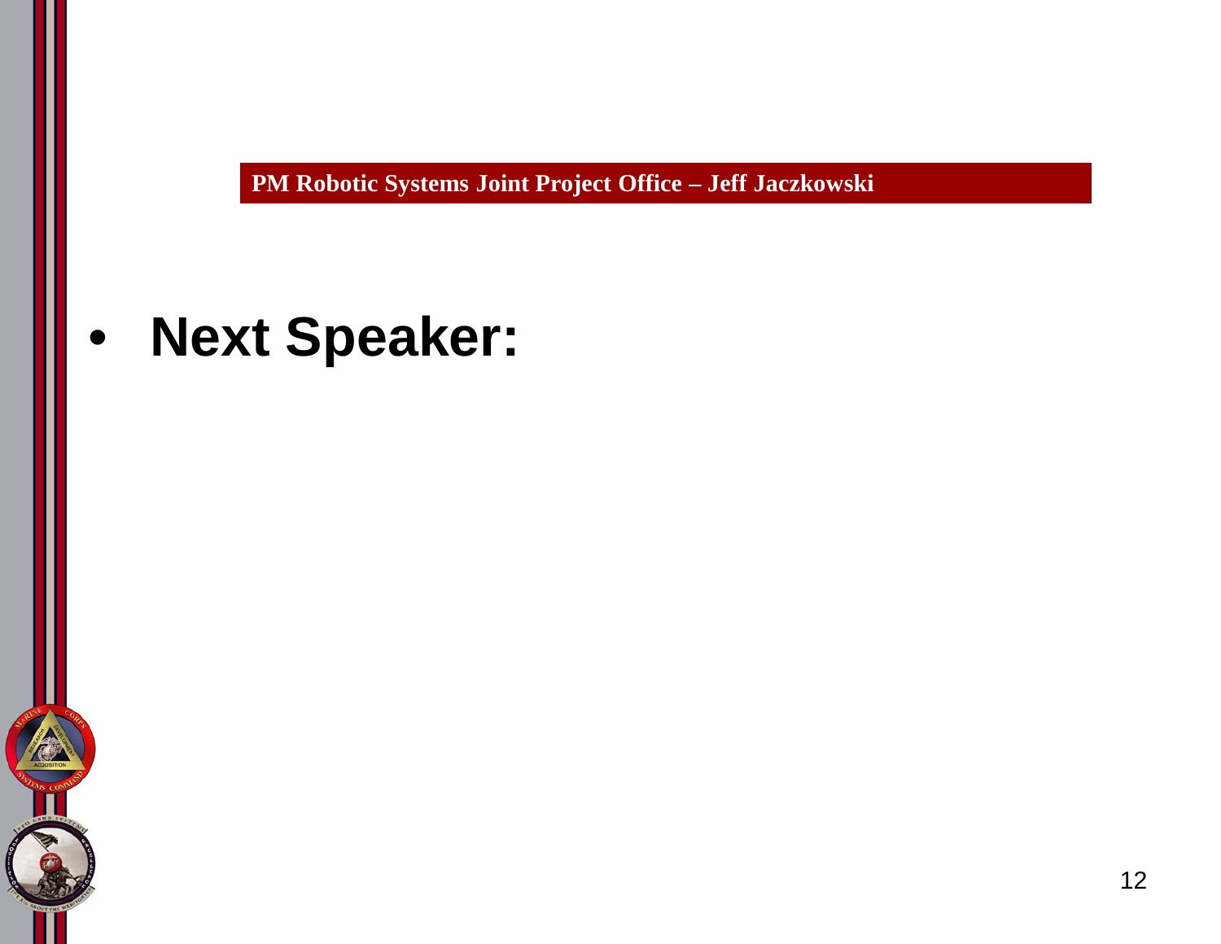**PM Robotic Systems Joint Project Office – Jeff Jaczkowski**

- **Next Speaker:**